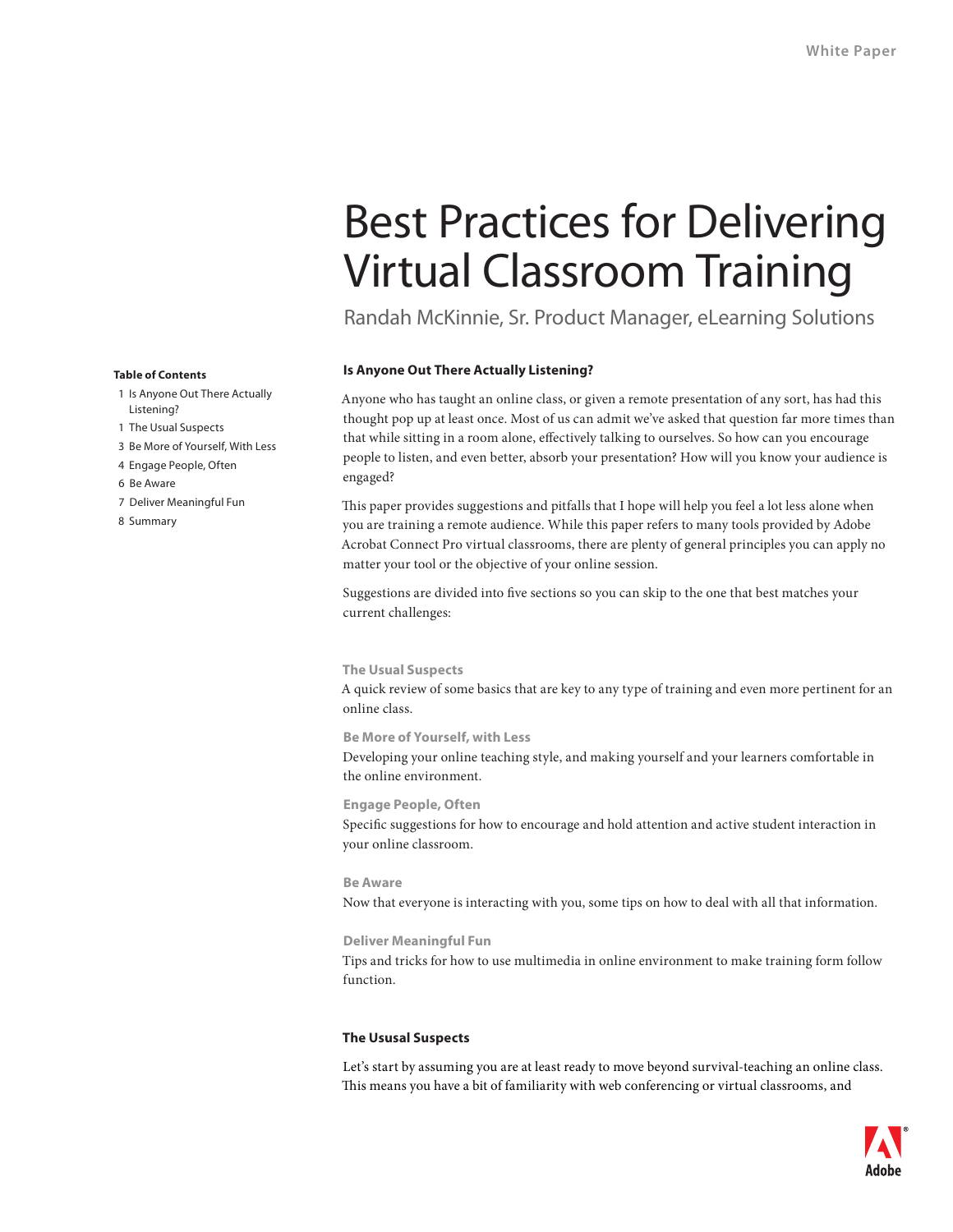White Paper

# Best Practices for Delivering Virtual Classroom Training

Randah McKinnie, Sr. Product Manager, eLearning Solutions

**Table of Contents**

1 Is Anyone Out There Actually Listening?
1 The Usual Suspects
3 Be More of Yourself, With Less
4 Engage People, Often
6 Be Aware
7 Deliver Meaningful Fun
8 Summary

## Is Anyone Out There Actually Listening?

Anyone who has taught an online class, or given a remote presentation of any sort, has had this thought pop up at least once. Most of us can admit we've asked that question far more times than that while sitting in a room alone, effectively talking to ourselves. So how can you encourage people to listen, and even better, absorb your presentation? How will you know your audience is engaged?

This paper provides suggestions and pitfalls that I hope will help you feel a lot less alone when you are training a remote audience. While this paper refers to many tools provided by Adobe Acrobat Connect Pro virtual classrooms, there are plenty of general principles you can apply no matter your tool or the objective of your online session.

Suggestions are divided into five sections so you can skip to the one that best matches your current challenges:

**The Usual Suspects**
A quick review of some basics that are key to any type of training and even more pertinent for an online class.

**Be More of Yourself, with Less**
Developing your online teaching style, and making yourself and your learners comfortable in the online environment.

**Engage People, Often**
Specific suggestions for how to encourage and hold attention and active student interaction in your online classroom.

**Be Aware**
Now that everyone is interacting with you, some tips on how to deal with all that information.

**Deliver Meaningful Fun**
Tips and tricks for how to use multimedia in online environment to make training form follow function.

## The Ususal Suspects

Let's start by assuming you are at least ready to move beyond survival-teaching an online class. This means you have a bit of familiarity with web conferencing or virtual classrooms, and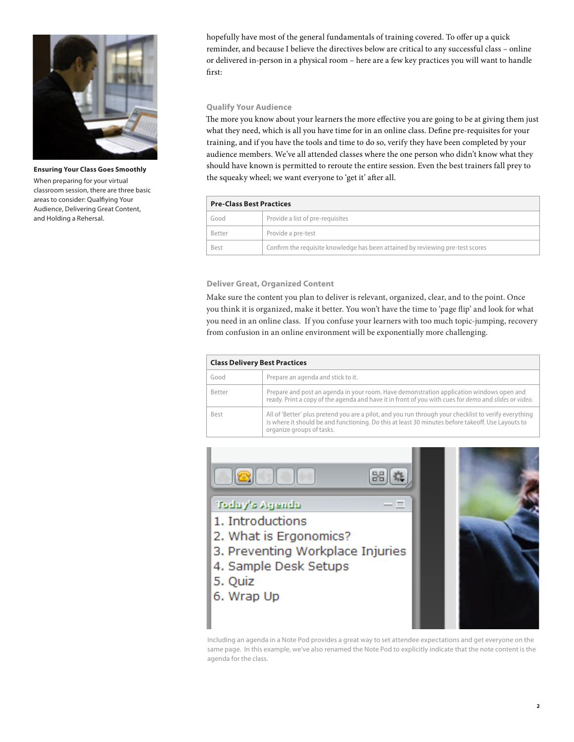hopefully have most of the general fundamentals of training covered. To offer up a quick reminder, and because I believe the directives below are critical to any successful class – online or delivered in-person in a physical room – here are a few key practices you will want to handle first:

**Ensuring Your Class Goes Smoothly**

When preparing for your virtual classroom session, there are three basic areas to consider: Qualfiying Your Audience, Delivering Great Content, and Holding a Rehersal.

### Qualify Your Audience

The more you know about your learners the more effective you are going to be at giving them just what they need, which is all you have time for in an online class. Define pre-requisites for your training, and if you have the tools and time to do so, verify they have been completed by your audience members. We've all attended classes where the one person who didn't know what they should have known is permitted to reroute the entire session. Even the best trainers fall prey to the squeaky wheel; we want everyone to 'get it' after all.

| Pre-Class Best Practices | |
|---|---|
| Good | Provide a list of pre-requisites |
| Better | Provide a pre-test |
| Best | Confirm the requisite knowledge has been attained by reviewing pre-test scores |

### Deliver Great, Organized Content

Make sure the content you plan to deliver is relevant, organized, clear, and to the point. Once you think it is organized, make it better. You won't have the time to 'page flip' and look for what you need in an online class. If you confuse your learners with too much topic-jumping, recovery from confusion in an online environment will be exponentially more challenging.

| Class Delivery Best Practices | |
|---|---|
| Good | Prepare an agenda and stick to it. |
| Better | Prepare and post an agenda in your room. Have demonstration application windows open and ready. Print a copy of the agenda and have it in front of you with cues for *demo* and *slides* or *video*. |
| Best | All of 'Better' plus pretend you are a pilot, and you run through your checklist to verify everything is where it should be and functioning. Do this at least 30 minutes before takeoff. Use Layouts to organize groups of tasks. |

Today's Agenda

1. Introductions
2. What is Ergonomics?
3. Preventing Workplace Injuries
4. Sample Desk Setups
5. Quiz
6. Wrap Up

Including an agenda in a Note Pod provides a great way to set attendee expectations and get everyone on the same page. In this example, we've also renamed the Note Pod to explicitly indicate that the note content is the agenda for the class.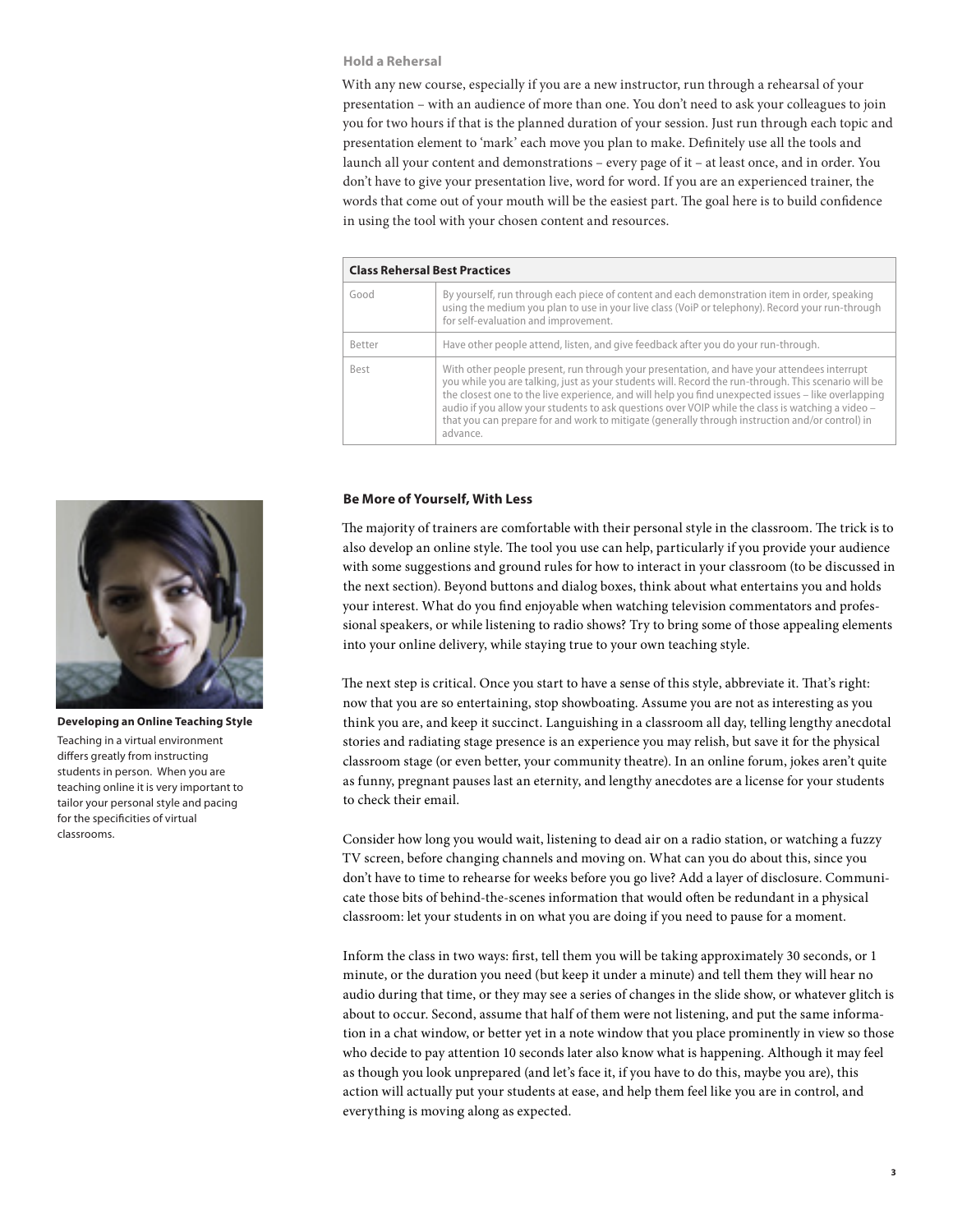### Hold a Rehersal

With any new course, especially if you are a new instructor, run through a rehearsal of your presentation – with an audience of more than one. You don't need to ask your colleagues to join you for two hours if that is the planned duration of your session. Just run through each topic and presentation element to 'mark' each move you plan to make. Definitely use all the tools and launch all your content and demonstrations – every page of it – at least once, and in order. You don't have to give your presentation live, word for word. If you are an experienced trainer, the words that come out of your mouth will be the easiest part. The goal here is to build confidence in using the tool with your chosen content and resources.

| Class Rehersal Best Practices | |
|---|---|
| Good | By yourself, run through each piece of content and each demonstration item in order, speaking using the medium you plan to use in your live class (VoiP or telephony). Record your run-through for self-evaluation and improvement. |
| Better | Have other people attend, listen, and give feedback after you do your run-through. |
| Best | With other people present, run through your presentation, and have your attendees interrupt you while you are talking, just as your students will. Record the run-through. This scenario will be the closest one to the live experience, and will help you find unexpected issues – like overlapping audio if you allow your students to ask questions over VOIP while the class is watching a video – that you can prepare for and work to mitigate (generally through instruction and/or control) in advance. |

### Be More of Yourself, With Less

The majority of trainers are comfortable with their personal style in the classroom. The trick is to also develop an online style. The tool you use can help, particularly if you provide your audience with some suggestions and ground rules for how to interact in your classroom (to be discussed in the next section). Beyond buttons and dialog boxes, think about what entertains you and holds your interest. What do you find enjoyable when watching television commentators and professional speakers, or while listening to radio shows? Try to bring some of those appealing elements into your online delivery, while staying true to your own teaching style.

The next step is critical. Once you start to have a sense of this style, abbreviate it. That's right: now that you are so entertaining, stop showboating. Assume you are not as interesting as you think you are, and keep it succinct. Languishing in a classroom all day, telling lengthy anecdotal stories and radiating stage presence is an experience you may relish, but save it for the physical classroom stage (or even better, your community theatre). In an online forum, jokes aren't quite as funny, pregnant pauses last an eternity, and lengthy anecdotes are a license for your students to check their email.

Consider how long you would wait, listening to dead air on a radio station, or watching a fuzzy TV screen, before changing channels and moving on. What can you do about this, since you don't have to time to rehearse for weeks before you go live? Add a layer of disclosure. Communicate those bits of behind-the-scenes information that would often be redundant in a physical classroom: let your students in on what you are doing if you need to pause for a moment.

Inform the class in two ways: first, tell them you will be taking approximately 30 seconds, or 1 minute, or the duration you need (but keep it under a minute) and tell them they will hear no audio during that time, or they may see a series of changes in the slide show, or whatever glitch is about to occur. Second, assume that half of them were not listening, and put the same information in a chat window, or better yet in a note window that you place prominently in view so those who decide to pay attention 10 seconds later also know what is happening. Although it may feel as though you look unprepared (and let's face it, if you have to do this, maybe you are), this action will actually put your students at ease, and help them feel like you are in control, and everything is moving along as expected.

**Developing an Online Teaching Style**

Teaching in a virtual environment differs greatly from instructing students in person. When you are teaching online it is very important to tailor your personal style and pacing for the specificities of virtual classrooms.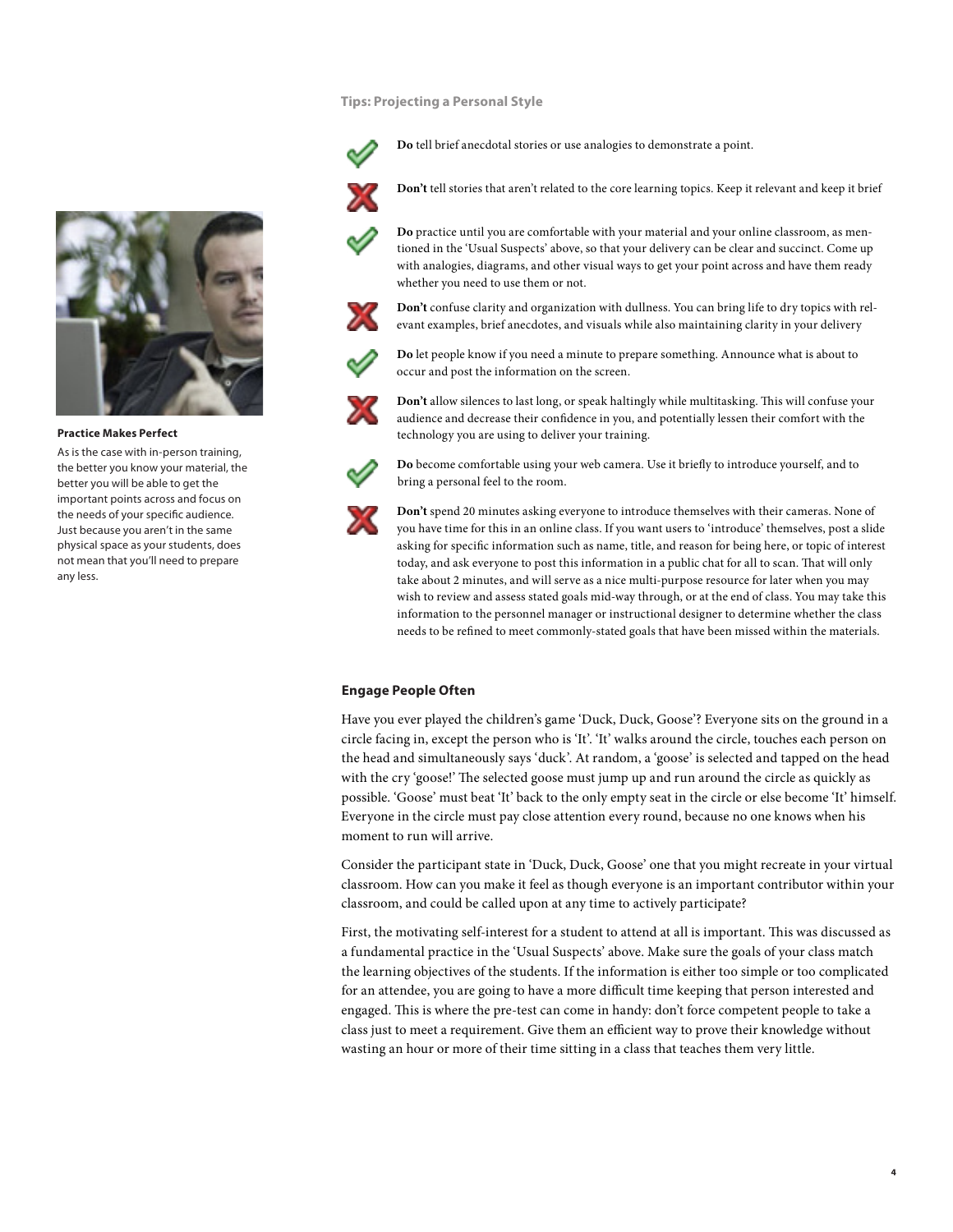### Tips: Projecting a Personal Style

- **Do** tell brief anecdotal stories or use analogies to demonstrate a point.
- **Don't** tell stories that aren't related to the core learning topics. Keep it relevant and keep it brief
- **Do** practice until you are comfortable with your material and your online classroom, as mentioned in the 'Usual Suspects' above, so that your delivery can be clear and succinct. Come up with analogies, diagrams, and other visual ways to get your point across and have them ready whether you need to use them or not.
- **Don't** confuse clarity and organization with dullness. You can bring life to dry topics with relevant examples, brief anecdotes, and visuals while also maintaining clarity in your delivery
- **Do** let people know if you need a minute to prepare something. Announce what is about to occur and post the information on the screen.
- **Don't** allow silences to last long, or speak haltingly while multitasking. This will confuse your audience and decrease their confidence in you, and potentially lessen their comfort with the technology you are using to deliver your training.
- **Do** become comfortable using your web camera. Use it briefly to introduce yourself, and to bring a personal feel to the room.
- **Don't** spend 20 minutes asking everyone to introduce themselves with their cameras. None of you have time for this in an online class. If you want users to 'introduce' themselves, post a slide asking for specific information such as name, title, and reason for being here, or topic of interest today, and ask everyone to post this information in a public chat for all to scan. That will only take about 2 minutes, and will serve as a nice multi-purpose resource for later when you may wish to review and assess stated goals mid-way through, or at the end of class. You may take this information to the personnel manager or instructional designer to determine whether the class needs to be refined to meet commonly-stated goals that have been missed within the materials.

**Practice Makes Perfect**

As is the case with in-person training, the better you know your material, the better you will be able to get the important points across and focus on the needs of your specific audience. Just because you aren't in the same physical space as your students, does not mean that you'll need to prepare any less.

### Engage People Often

Have you ever played the children's game 'Duck, Duck, Goose'? Everyone sits on the ground in a circle facing in, except the person who is 'It'. 'It' walks around the circle, touches each person on the head and simultaneously says 'duck'. At random, a 'goose' is selected and tapped on the head with the cry 'goose!' The selected goose must jump up and run around the circle as quickly as possible. 'Goose' must beat 'It' back to the only empty seat in the circle or else become 'It' himself. Everyone in the circle must pay close attention every round, because no one knows when his moment to run will arrive.

Consider the participant state in 'Duck, Duck, Goose' one that you might recreate in your virtual classroom. How can you make it feel as though everyone is an important contributor within your classroom, and could be called upon at any time to actively participate?

First, the motivating self-interest for a student to attend at all is important. This was discussed as a fundamental practice in the 'Usual Suspects' above. Make sure the goals of your class match the learning objectives of the students. If the information is either too simple or too complicated for an attendee, you are going to have a more difficult time keeping that person interested and engaged. This is where the pre-test can come in handy: don't force competent people to take a class just to meet a requirement. Give them an efficient way to prove their knowledge without wasting an hour or more of their time sitting in a class that teaches them very little.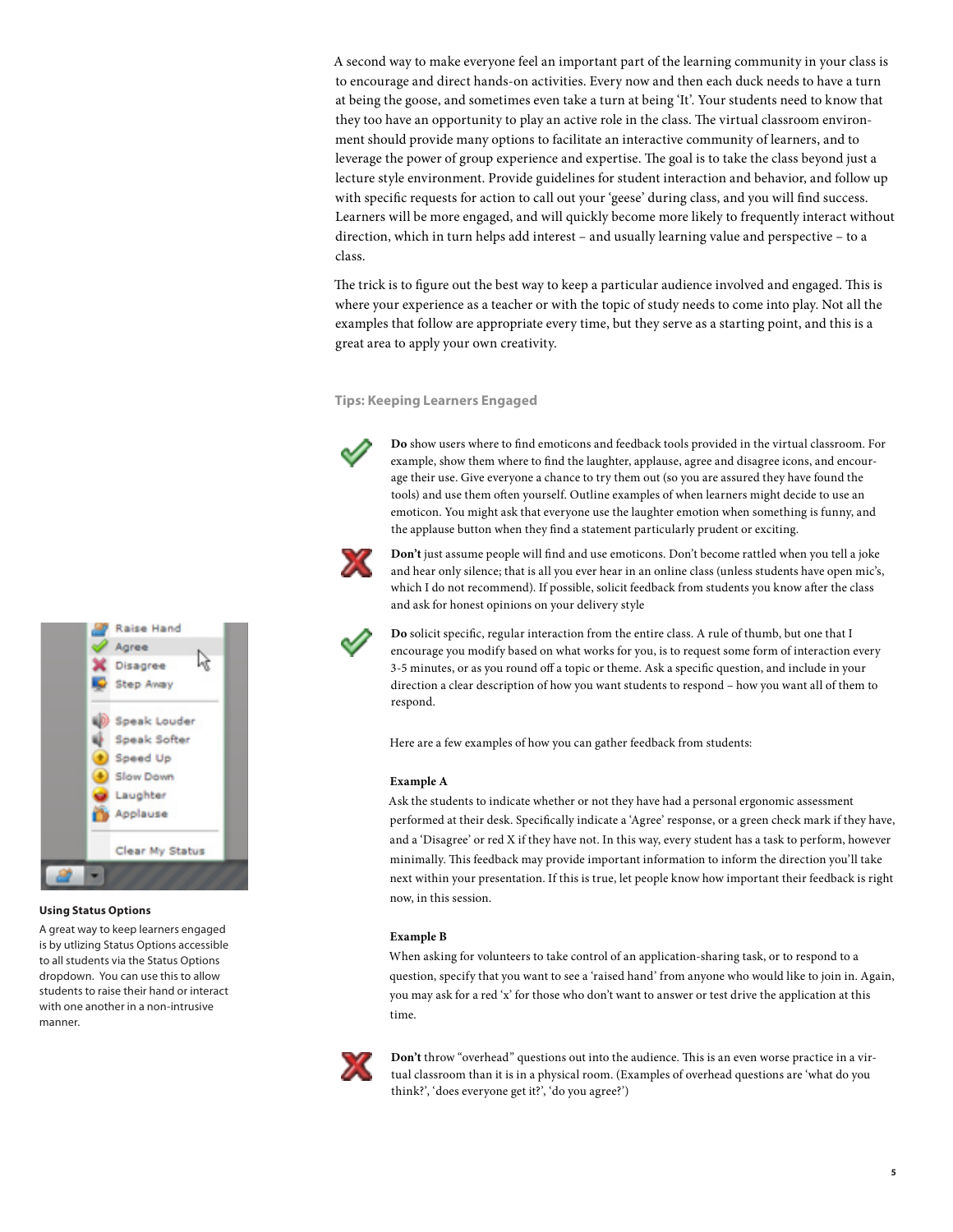A second way to make everyone feel an important part of the learning community in your class is to encourage and direct hands-on activities. Every now and then each duck needs to have a turn at being the goose, and sometimes even take a turn at being 'It'. Your students need to know that they too have an opportunity to play an active role in the class. The virtual classroom environment should provide many options to facilitate an interactive community of learners, and to leverage the power of group experience and expertise. The goal is to take the class beyond just a lecture style environment. Provide guidelines for student interaction and behavior, and follow up with specific requests for action to call out your 'geese' during class, and you will find success. Learners will be more engaged, and will quickly become more likely to frequently interact without direction, which in turn helps add interest – and usually learning value and perspective – to a class.

The trick is to figure out the best way to keep a particular audience involved and engaged. This is where your experience as a teacher or with the topic of study needs to come into play. Not all the examples that follow are appropriate every time, but they serve as a starting point, and this is a great area to apply your own creativity.

### Tips: Keeping Learners Engaged

✔ **Do** show users where to find emoticons and feedback tools provided in the virtual classroom. For example, show them where to find the laughter, applause, agree and disagree icons, and encourage their use. Give everyone a chance to try them out (so you are assured they have found the tools) and use them often yourself. Outline examples of when learners might decide to use an emoticon. You might ask that everyone use the laughter emotion when something is funny, and the applause button when they find a statement particularly prudent or exciting.

✘ **Don't** just assume people will find and use emoticons. Don't become rattled when you tell a joke and hear only silence; that is all you ever hear in an online class (unless students have open mic's, which I do not recommend). If possible, solicit feedback from students you know after the class and ask for honest opinions on your delivery style

✔ **Do** solicit specific, regular interaction from the entire class. A rule of thumb, but one that I encourage you modify based on what works for you, is to request some form of interaction every 3-5 minutes, or as you round off a topic or theme. Ask a specific question, and include in your direction a clear description of how you want students to respond – how you want all of them to respond.

Here are a few examples of how you can gather feedback from students:

**Example A**

Ask the students to indicate whether or not they have had a personal ergonomic assessment performed at their desk. Specifically indicate a 'Agree' response, or a green check mark if they have, and a 'Disagree' or red X if they have not. In this way, every student has a task to perform, however minimally. This feedback may provide important information to inform the direction you'll take next within your presentation. If this is true, let people know how important their feedback is right now, in this session.

**Example B**

When asking for volunteers to take control of an application-sharing task, or to respond to a question, specify that you want to see a 'raised hand' from anyone who would like to join in. Again, you may ask for a red 'x' for those who don't want to answer or test drive the application at this time.

✘ **Don't** throw "overhead" questions out into the audience. This is an even worse practice in a virtual classroom than it is in a physical room. (Examples of overhead questions are 'what do you think?', 'does everyone get it?', 'do you agree?')

**Using Status Options**

A great way to keep learners engaged is by utlizing Status Options accessible to all students via the Status Options dropdown. You can use this to allow students to raise their hand or interact with one another in a non-intrusive manner.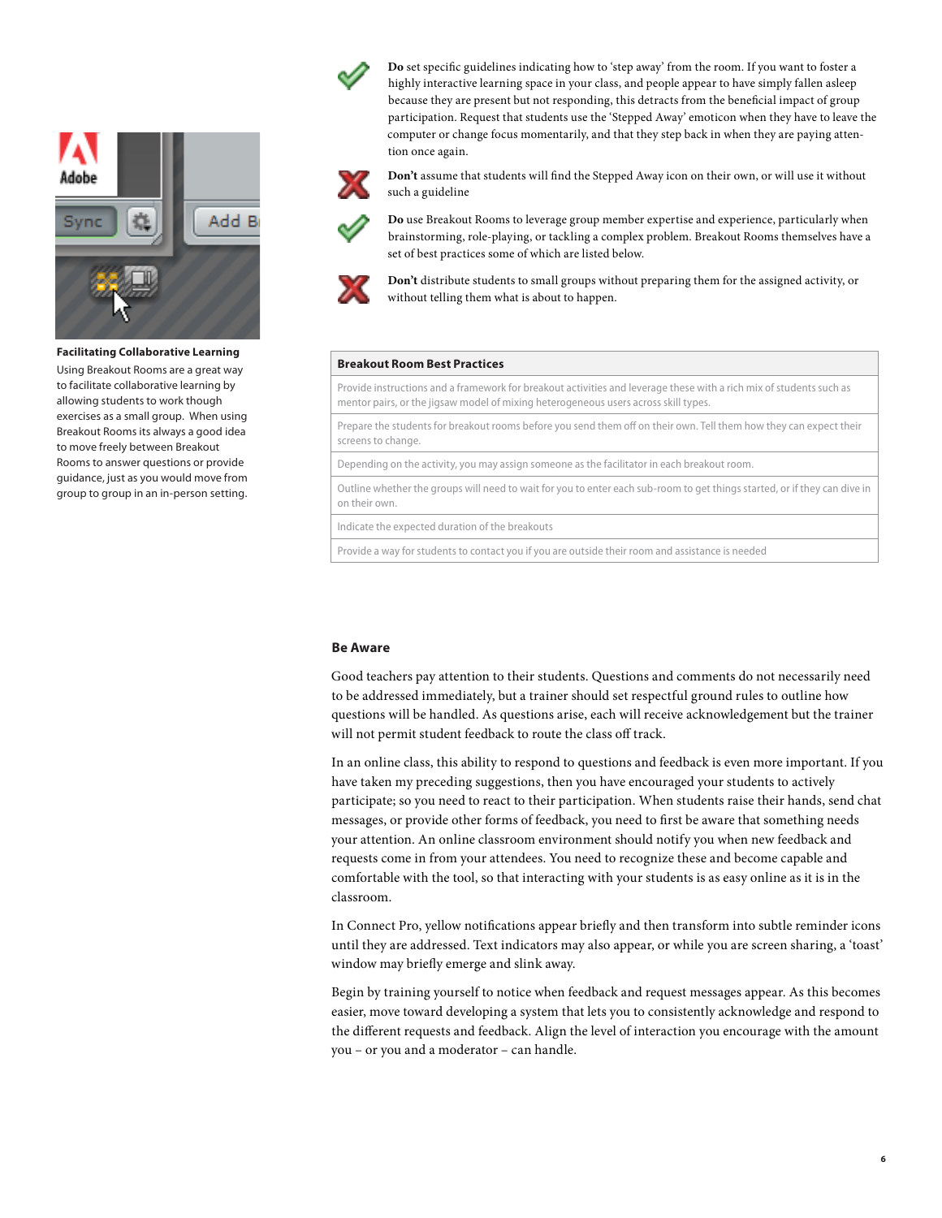**Facilitating Collaborative Learning**

Using Breakout Rooms are a great way to facilitate collaborative learning by allowing students to work though exercises as a small group. When using Breakout Rooms its always a good idea to move freely between Breakout Rooms to answer questions or provide guidance, just as you would move from group to group in an in-person setting.

- **Do** set specific guidelines indicating how to 'step away' from the room. If you want to foster a highly interactive learning space in your class, and people appear to have simply fallen asleep because they are present but not responding, this detracts from the beneficial impact of group participation. Request that students use the 'Stepped Away' emoticon when they have to leave the computer or change focus momentarily, and that they step back in when they are paying attention once again.
- **Don't** assume that students will find the Stepped Away icon on their own, or will use it without such a guideline
- **Do** use Breakout Rooms to leverage group member expertise and experience, particularly when brainstorming, role-playing, or tackling a complex problem. Breakout Rooms themselves have a set of best practices some of which are listed below.
- **Don't** distribute students to small groups without preparing them for the assigned activity, or without telling them what is about to happen.

| Breakout Room Best Practices |
|---|
| Provide instructions and a framework for breakout activities and leverage these with a rich mix of students such as mentor pairs, or the jigsaw model of mixing heterogeneous users across skill types. |
| Prepare the students for breakout rooms before you send them off on their own. Tell them how they can expect their screens to change. |
| Depending on the activity, you may assign someone as the facilitator in each breakout room. |
| Outline whether the groups will need to wait for you to enter each sub-room to get things started, or if they can dive in on their own. |
| Indicate the expected duration of the breakouts |
| Provide a way for students to contact you if you are outside their room and assistance is needed |

## Be Aware

Good teachers pay attention to their students. Questions and comments do not necessarily need to be addressed immediately, but a trainer should set respectful ground rules to outline how questions will be handled. As questions arise, each will receive acknowledgement but the trainer will not permit student feedback to route the class off track.

In an online class, this ability to respond to questions and feedback is even more important. If you have taken my preceding suggestions, then you have encouraged your students to actively participate; so you need to react to their participation. When students raise their hands, send chat messages, or provide other forms of feedback, you need to first be aware that something needs your attention. An online classroom environment should notify you when new feedback and requests come in from your attendees. You need to recognize these and become capable and comfortable with the tool, so that interacting with your students is as easy online as it is in the classroom.

In Connect Pro, yellow notifications appear briefly and then transform into subtle reminder icons until they are addressed. Text indicators may also appear, or while you are screen sharing, a 'toast' window may briefly emerge and slink away.

Begin by training yourself to notice when feedback and request messages appear. As this becomes easier, move toward developing a system that lets you to consistently acknowledge and respond to the different requests and feedback. Align the level of interaction you encourage with the amount you – or you and a moderator – can handle.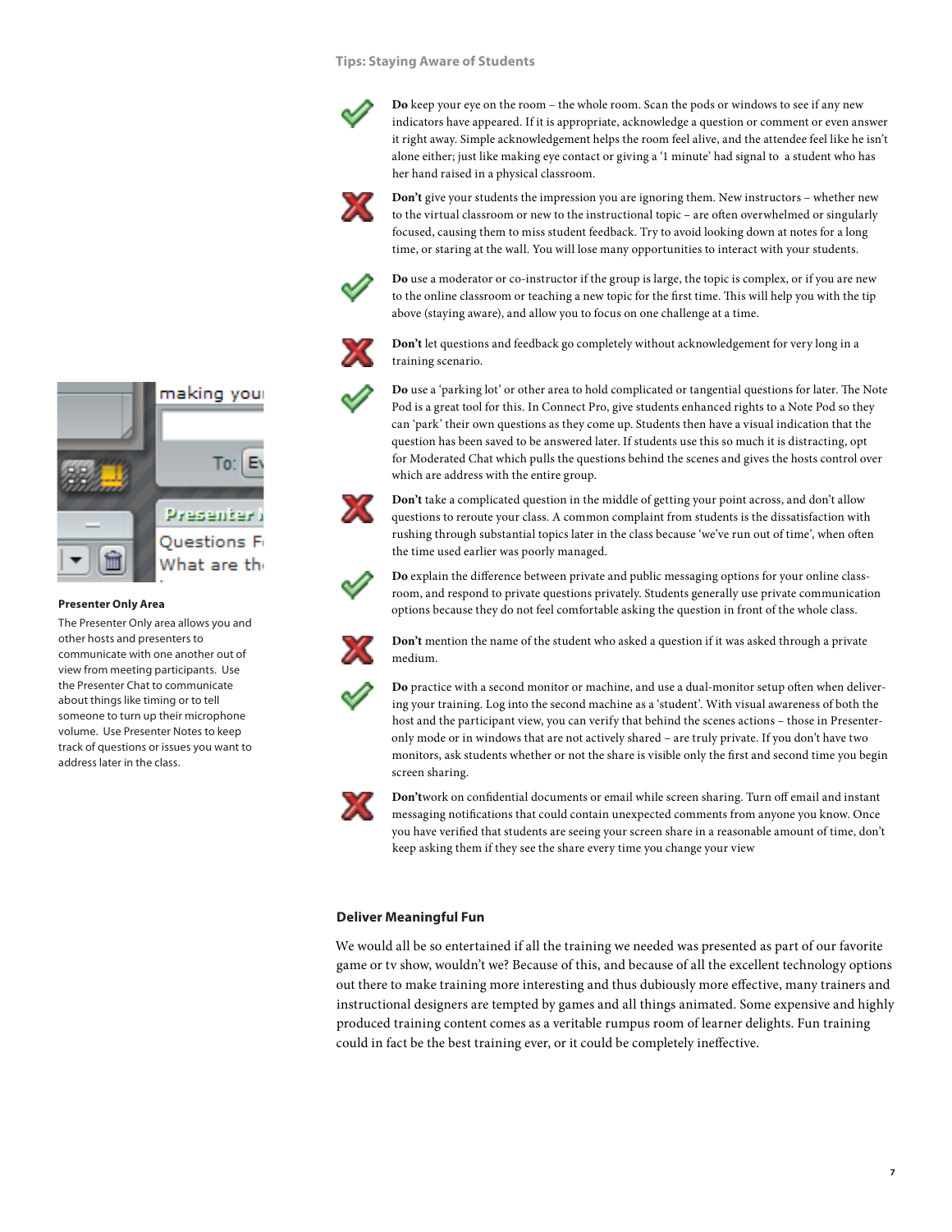### Tips: Staying Aware of Students

**Do** keep your eye on the room – the whole room. Scan the pods or windows to see if any new indicators have appeared. If it is appropriate, acknowledge a question or comment or even answer it right away. Simple acknowledgement helps the room feel alive, and the attendee feel like he isn't alone either; just like making eye contact or giving a '1 minute' had signal to a student who has her hand raised in a physical classroom.

**Don't** give your students the impression you are ignoring them. New instructors – whether new to the virtual classroom or new to the instructional topic – are often overwhelmed or singularly focused, causing them to miss student feedback. Try to avoid looking down at notes for a long time, or staring at the wall. You will lose many opportunities to interact with your students.

**Do** use a moderator or co-instructor if the group is large, the topic is complex, or if you are new to the online classroom or teaching a new topic for the first time. This will help you with the tip above (staying aware), and allow you to focus on one challenge at a time.

**Don't** let questions and feedback go completely without acknowledgement for very long in a training scenario.

**Do** use a 'parking lot' or other area to hold complicated or tangential questions for later. The Note Pod is a great tool for this. In Connect Pro, give students enhanced rights to a Note Pod so they can 'park' their own questions as they come up. Students then have a visual indication that the question has been saved to be answered later. If students use this so much it is distracting, opt for Moderated Chat which pulls the questions behind the scenes and gives the hosts control over which are address with the entire group.

**Don't** take a complicated question in the middle of getting your point across, and don't allow questions to reroute your class. A common complaint from students is the dissatisfaction with rushing through substantial topics later in the class because 'we've run out of time', when often the time used earlier was poorly managed.

**Do** explain the difference between private and public messaging options for your online classroom, and respond to private questions privately. Students generally use private communication options because they do not feel comfortable asking the question in front of the whole class.

**Don't** mention the name of the student who asked a question if it was asked through a private medium.

**Do** practice with a second monitor or machine, and use a dual-monitor setup often when delivering your training. Log into the second machine as a 'student'. With visual awareness of both the host and the participant view, you can verify that behind the scenes actions – those in Presenter-only mode or in windows that are not actively shared – are truly private. If you don't have two monitors, ask students whether or not the share is visible only the first and second time you begin screen sharing.

**Don't**work on confidential documents or email while screen sharing. Turn off email and instant messaging notifications that could contain unexpected comments from anyone you know. Once you have verified that students are seeing your screen share in a reasonable amount of time, don't keep asking them if they see the share every time you change your view

**Presenter Only Area**

The Presenter Only area allows you and other hosts and presenters to communicate with one another out of view from meeting participants. Use the Presenter Chat to communicate about things like timing or to tell someone to turn up their microphone volume. Use Presenter Notes to keep track of questions or issues you want to address later in the class.

### Deliver Meaningful Fun

We would all be so entertained if all the training we needed was presented as part of our favorite game or tv show, wouldn't we? Because of this, and because of all the excellent technology options out there to make training more interesting and thus dubiously more effective, many trainers and instructional designers are tempted by games and all things animated. Some expensive and highly produced training content comes as a veritable rumpus room of learner delights. Fun training could in fact be the best training ever, or it could be completely ineffective.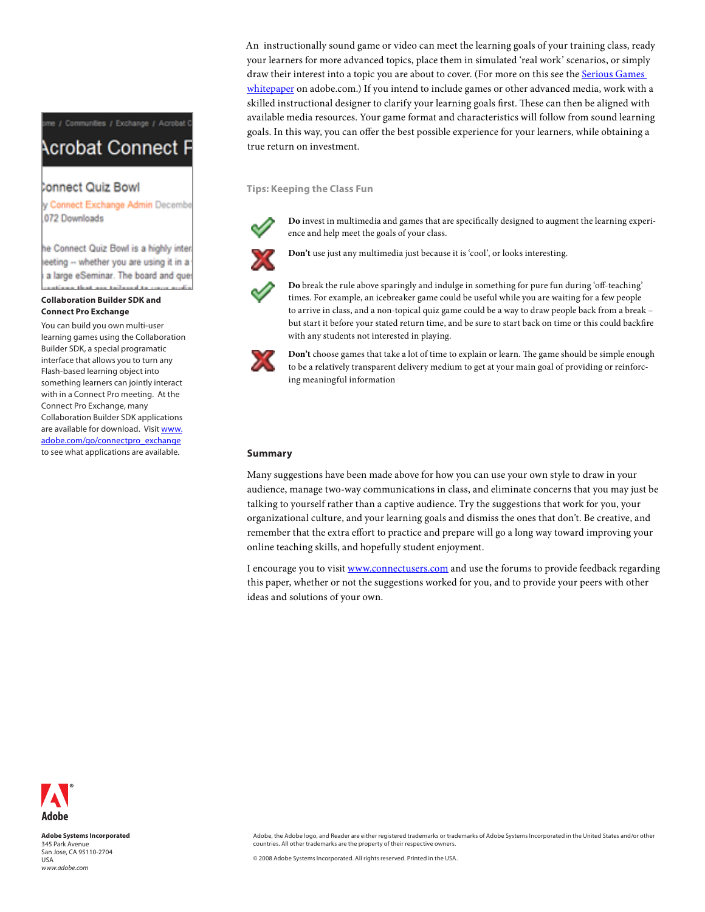An instructionally sound game or video can meet the learning goals of your training class, ready your learners for more advanced topics, place them in simulated 'real work' scenarios, or simply draw their interest into a topic you are about to cover. (For more on this see the Serious Games whitepaper on adobe.com.) If you intend to include games or other advanced media, work with a skilled instructional designer to clarify your learning goals first. These can then be aligned with available media resources. Your game format and characteristics will follow from sound learning goals. In this way, you can offer the best possible experience for your learners, while obtaining a true return on investment.

### Tips: Keeping the Class Fun

- ✔ **Do** invest in multimedia and games that are specifically designed to augment the learning experience and help meet the goals of your class.
- ✘ **Don't** use just any multimedia just because it is 'cool', or looks interesting.
- ✔ **Do** break the rule above sparingly and indulge in something for pure fun during 'off-teaching' times. For example, an icebreaker game could be useful while you are waiting for a few people to arrive in class, and a non-topical quiz game could be a way to draw people back from a break – but start it before your stated return time, and be sure to start back on time or this could backfire with any students not interested in playing.
- ✘ **Don't** choose games that take a lot of time to explain or learn. The game should be simple enough to be a relatively transparent delivery medium to get at your main goal of providing or reinforcing meaningful information

**Collaboration Builder SDK and Connect Pro Exchange**

You can build you own multi-user learning games using the Collaboration Builder SDK, a special programatic interface that allows you to turn any Flash-based learning object into something learners can jointly interact with in a Connect Pro meeting. At the Connect Pro Exchange, many Collaboration Builder SDK applications are available for download. Visit www.adobe.com/go/connectpro_exchange to see what applications are available.

## Summary

Many suggestions have been made above for how you can use your own style to draw in your audience, manage two-way communications in class, and eliminate concerns that you may just be talking to yourself rather than a captive audience. Try the suggestions that work for you, your organizational culture, and your learning goals and dismiss the ones that don't. Be creative, and remember that the extra effort to practice and prepare will go a long way toward improving your online teaching skills, and hopefully student enjoyment.

I encourage you to visit www.connectusers.com and use the forums to provide feedback regarding this paper, whether or not the suggestions worked for you, and to provide your peers with other ideas and solutions of your own.

**Adobe Systems Incorporated**
345 Park Avenue
San Jose, CA 95110-2704
USA
*www.adobe.com*

Adobe, the Adobe logo, and Reader are either registered trademarks or trademarks of Adobe Systems Incorporated in the United States and/or other countries. All other trademarks are the property of their respective owners.

© 2008 Adobe Systems Incorporated. All rights reserved. Printed in the USA.